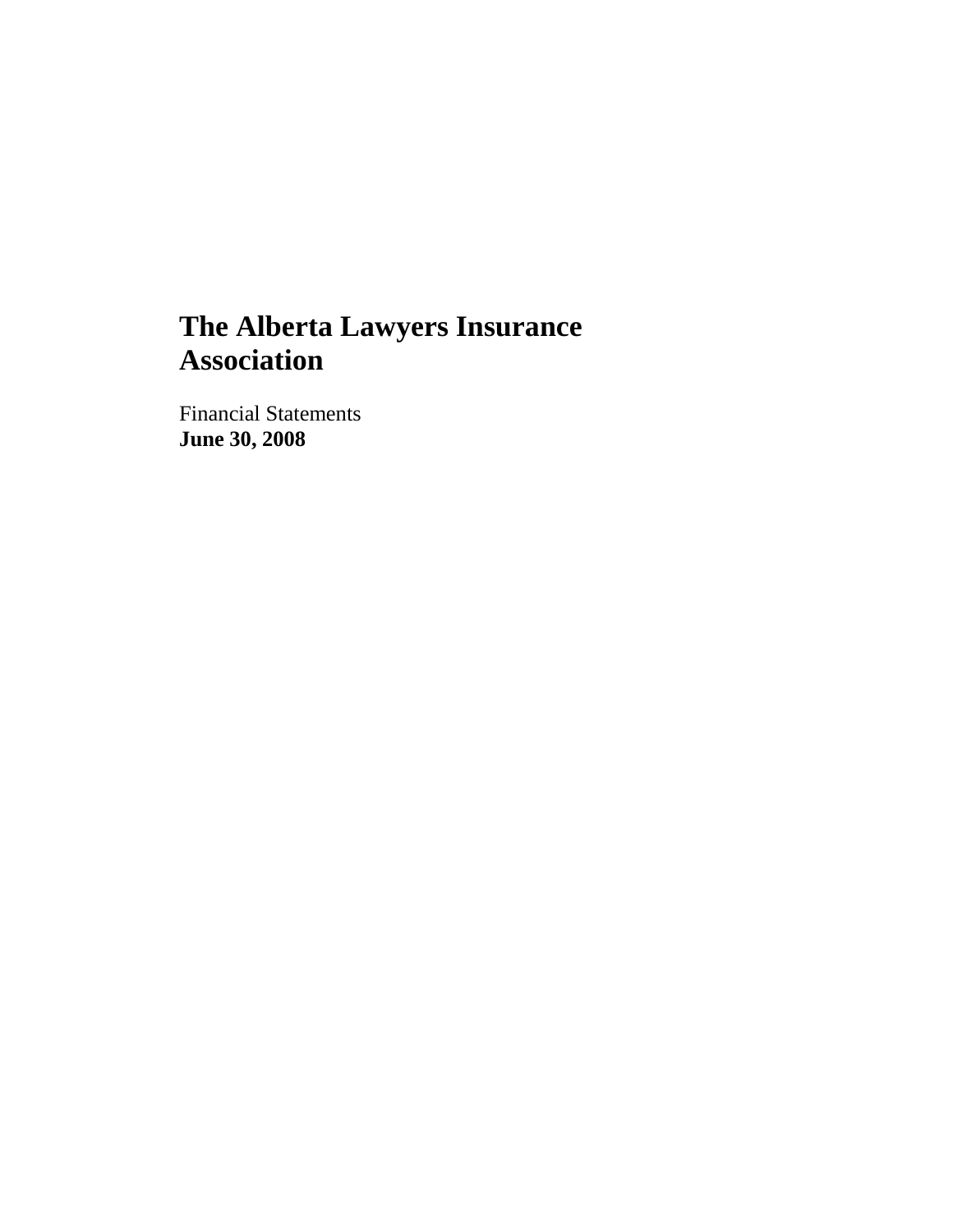# The Alberta Lawyers Insurance Association

Financial Statements
**June 30, 2008**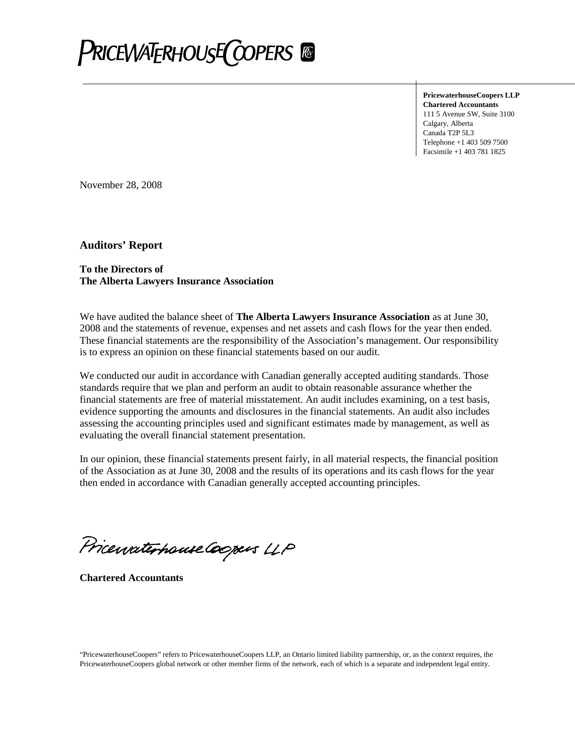**PricewaterhouseCoopers LLP**
**Chartered Accountants**
111 5 Avenue SW, Suite 3100
Calgary, Alberta
Canada T2P 5L3
Telephone +1 403 509 7500
Facsimile +1 403 781 1825

November 28, 2008

## Auditors' Report

**To the Directors of**
**The Alberta Lawyers Insurance Association**

We have audited the balance sheet of **The Alberta Lawyers Insurance Association** as at June 30, 2008 and the statements of revenue, expenses and net assets and cash flows for the year then ended. These financial statements are the responsibility of the Association's management. Our responsibility is to express an opinion on these financial statements based on our audit.

We conducted our audit in accordance with Canadian generally accepted auditing standards. Those standards require that we plan and perform an audit to obtain reasonable assurance whether the financial statements are free of material misstatement. An audit includes examining, on a test basis, evidence supporting the amounts and disclosures in the financial statements. An audit also includes assessing the accounting principles used and significant estimates made by management, as well as evaluating the overall financial statement presentation.

In our opinion, these financial statements present fairly, in all material respects, the financial position of the Association as at June 30, 2008 and the results of its operations and its cash flows for the year then ended in accordance with Canadian generally accepted accounting principles.

PricewaterhouseCoopers LLP

**Chartered Accountants**

"PricewaterhouseCoopers" refers to PricewaterhouseCoopers LLP, an Ontario limited liability partnership, or, as the context requires, the PricewaterhouseCoopers global network or other member firms of the network, each of which is a separate and independent legal entity.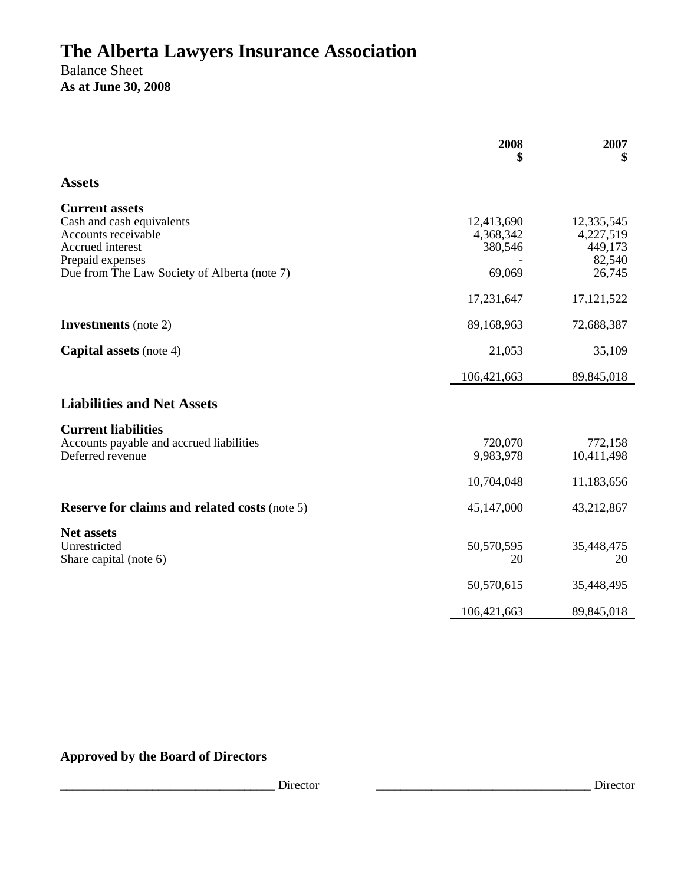# The Alberta Lawyers Insurance Association

Balance Sheet

**As at June 30, 2008**

| | 2008<br>$ | 2007<br>$ |
|---|---|---|
| **Assets** | | |
| **Current assets** | | |
| Cash and cash equivalents | 12,413,690 | 12,335,545 |
| Accounts receivable | 4,368,342 | 4,227,519 |
| Accrued interest | 380,546 | 449,173 |
| Prepaid expenses | - | 82,540 |
| Due from The Law Society of Alberta (note 7) | 69,069 | 26,745 |
| | 17,231,647 | 17,121,522 |
| **Investments** (note 2) | 89,168,963 | 72,688,387 |
| **Capital assets** (note 4) | 21,053 | 35,109 |
| | 106,421,663 | 89,845,018 |
| **Liabilities and Net Assets** | | |
| **Current liabilities** | | |
| Accounts payable and accrued liabilities | 720,070 | 772,158 |
| Deferred revenue | 9,983,978 | 10,411,498 |
| | 10,704,048 | 11,183,656 |
| **Reserve for claims and related costs** (note 5) | 45,147,000 | 43,212,867 |
| **Net assets** | | |
| Unrestricted | 50,570,595 | 35,448,475 |
| Share capital (note 6) | 20 | 20 |
| | 50,570,615 | 35,448,495 |
| | 106,421,663 | 89,845,018 |

**Approved by the Board of Directors**

___________________________________ Director ___________________________________ Director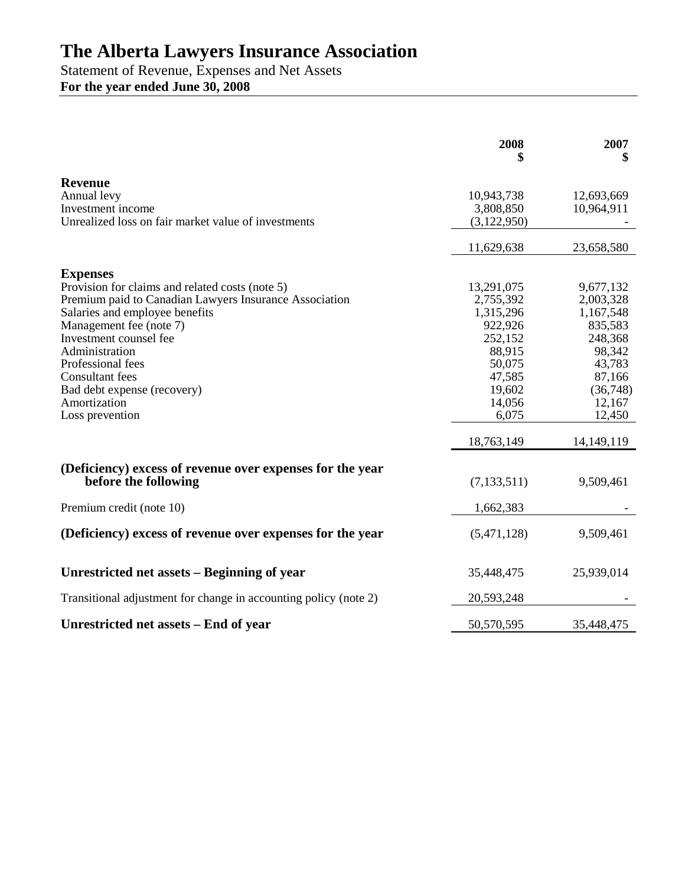# The Alberta Lawyers Insurance Association

Statement of Revenue, Expenses and Net Assets

**For the year ended June 30, 2008**

| | 2008<br>$ | 2007<br>$ |
|---|---|---|
| **Revenue** | | |
| Annual levy | 10,943,738 | 12,693,669 |
| Investment income | 3,808,850 | 10,964,911 |
| Unrealized loss on fair market value of investments | (3,122,950) | - |
| | 11,629,638 | 23,658,580 |
| **Expenses** | | |
| Provision for claims and related costs (note 5) | 13,291,075 | 9,677,132 |
| Premium paid to Canadian Lawyers Insurance Association | 2,755,392 | 2,003,328 |
| Salaries and employee benefits | 1,315,296 | 1,167,548 |
| Management fee (note 7) | 922,926 | 835,583 |
| Investment counsel fee | 252,152 | 248,368 |
| Administration | 88,915 | 98,342 |
| Professional fees | 50,075 | 43,783 |
| Consultant fees | 47,585 | 87,166 |
| Bad debt expense (recovery) | 19,602 | (36,748) |
| Amortization | 14,056 | 12,167 |
| Loss prevention | 6,075 | 12,450 |
| | 18,763,149 | 14,149,119 |
| **(Deficiency) excess of revenue over expenses for the year before the following** | (7,133,511) | 9,509,461 |
| Premium credit (note 10) | 1,662,383 | - |
| **(Deficiency) excess of revenue over expenses for the year** | (5,471,128) | 9,509,461 |
| **Unrestricted net assets – Beginning of year** | 35,448,475 | 25,939,014 |
| Transitional adjustment for change in accounting policy (note 2) | 20,593,248 | - |
| **Unrestricted net assets – End of year** | 50,570,595 | 35,448,475 |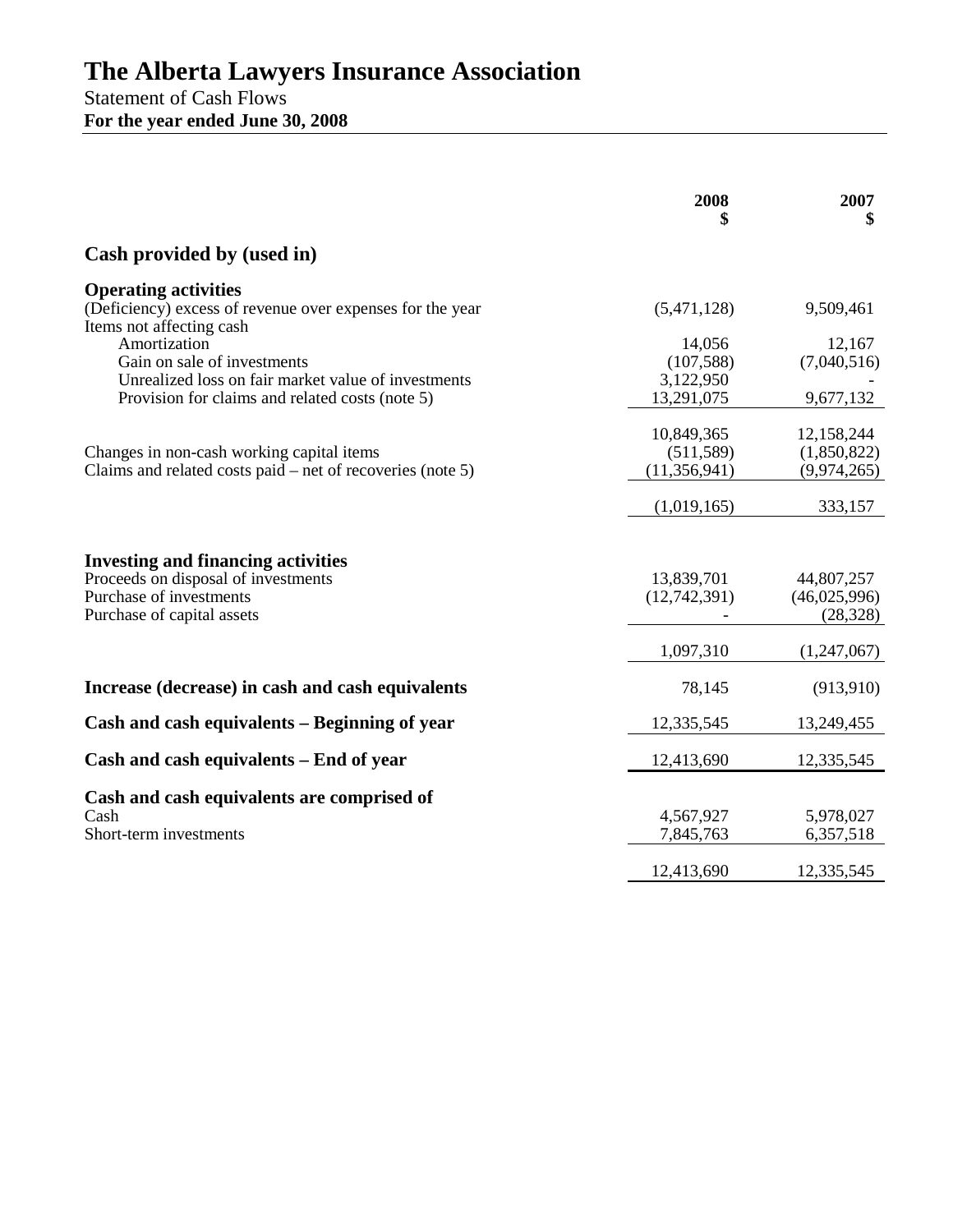# The Alberta Lawyers Insurance Association

Statement of Cash Flows

**For the year ended June 30, 2008**

| | 2008 $ | 2007 $ |
|---|---|---|
| **Cash provided by (used in)** | | |
| **Operating activities** | | |
| (Deficiency) excess of revenue over expenses for the year | (5,471,128) | 9,509,461 |
| Items not affecting cash | | |
| Amortization | 14,056 | 12,167 |
| Gain on sale of investments | (107,588) | (7,040,516) |
| Unrealized loss on fair market value of investments | 3,122,950 | - |
| Provision for claims and related costs (note 5) | 13,291,075 | 9,677,132 |
| | 10,849,365 | 12,158,244 |
| Changes in non-cash working capital items | (511,589) | (1,850,822) |
| Claims and related costs paid – net of recoveries (note 5) | (11,356,941) | (9,974,265) |
| | (1,019,165) | 333,157 |
| **Investing and financing activities** | | |
| Proceeds on disposal of investments | 13,839,701 | 44,807,257 |
| Purchase of investments | (12,742,391) | (46,025,996) |
| Purchase of capital assets | - | (28,328) |
| | 1,097,310 | (1,247,067) |
| **Increase (decrease) in cash and cash equivalents** | 78,145 | (913,910) |
| **Cash and cash equivalents – Beginning of year** | 12,335,545 | 13,249,455 |
| **Cash and cash equivalents – End of year** | 12,413,690 | 12,335,545 |
| **Cash and cash equivalents are comprised of** | | |
| Cash | 4,567,927 | 5,978,027 |
| Short-term investments | 7,845,763 | 6,357,518 |
| | 12,413,690 | 12,335,545 |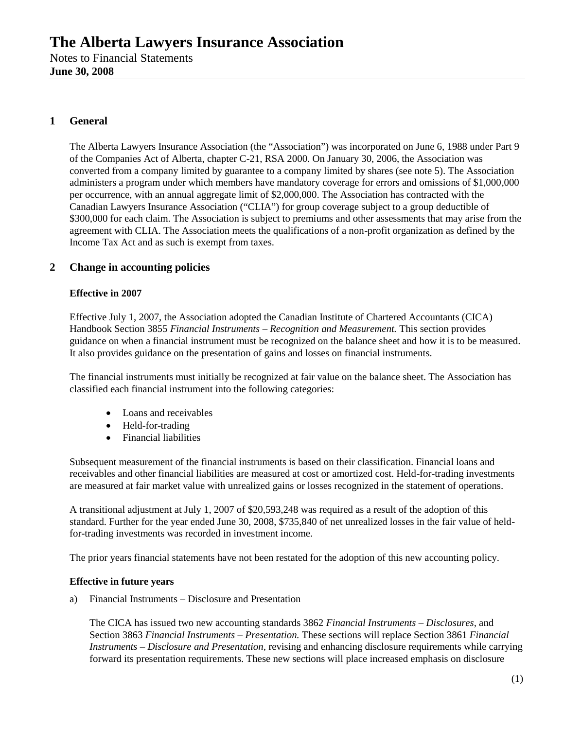# The Alberta Lawyers Insurance Association

Notes to Financial Statements
**June 30, 2008**

## 1 General

The Alberta Lawyers Insurance Association (the "Association") was incorporated on June 6, 1988 under Part 9 of the Companies Act of Alberta, chapter C-21, RSA 2000. On January 30, 2006, the Association was converted from a company limited by guarantee to a company limited by shares (see note 5). The Association administers a program under which members have mandatory coverage for errors and omissions of $1,000,000 per occurrence, with an annual aggregate limit of $2,000,000. The Association has contracted with the Canadian Lawyers Insurance Association ("CLIA") for group coverage subject to a group deductible of $300,000 for each claim. The Association is subject to premiums and other assessments that may arise from the agreement with CLIA. The Association meets the qualifications of a non-profit organization as defined by the Income Tax Act and as such is exempt from taxes.

## 2 Change in accounting policies

### Effective in 2007

Effective July 1, 2007, the Association adopted the Canadian Institute of Chartered Accountants (CICA) Handbook Section 3855 *Financial Instruments – Recognition and Measurement.* This section provides guidance on when a financial instrument must be recognized on the balance sheet and how it is to be measured. It also provides guidance on the presentation of gains and losses on financial instruments.

The financial instruments must initially be recognized at fair value on the balance sheet. The Association has classified each financial instrument into the following categories:

- Loans and receivables
- Held-for-trading
- Financial liabilities

Subsequent measurement of the financial instruments is based on their classification. Financial loans and receivables and other financial liabilities are measured at cost or amortized cost. Held-for-trading investments are measured at fair market value with unrealized gains or losses recognized in the statement of operations.

A transitional adjustment at July 1, 2007 of $20,593,248 was required as a result of the adoption of this standard. Further for the year ended June 30, 2008, $735,840 of net unrealized losses in the fair value of held-for-trading investments was recorded in investment income.

The prior years financial statements have not been restated for the adoption of this new accounting policy.

### Effective in future years

a) Financial Instruments – Disclosure and Presentation

The CICA has issued two new accounting standards 3862 *Financial Instruments – Disclosures*, and Section 3863 *Financial Instruments – Presentation.* These sections will replace Section 3861 *Financial Instruments – Disclosure and Presentation*, revising and enhancing disclosure requirements while carrying forward its presentation requirements. These new sections will place increased emphasis on disclosure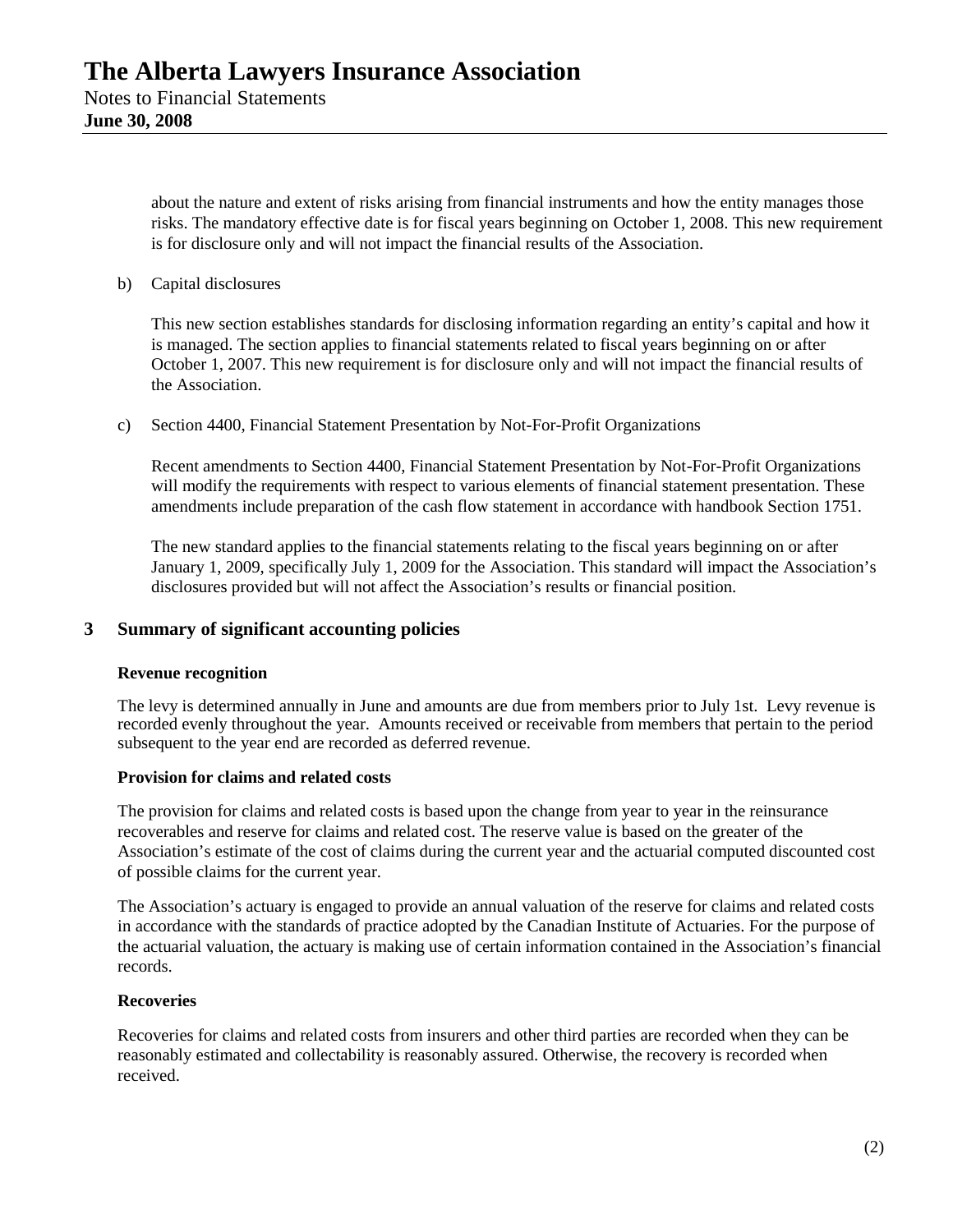about the nature and extent of risks arising from financial instruments and how the entity manages those risks. The mandatory effective date is for fiscal years beginning on October 1, 2008. This new requirement is for disclosure only and will not impact the financial results of the Association.

b) Capital disclosures

This new section establishes standards for disclosing information regarding an entity's capital and how it is managed. The section applies to financial statements related to fiscal years beginning on or after October 1, 2007. This new requirement is for disclosure only and will not impact the financial results of the Association.

c) Section 4400, Financial Statement Presentation by Not-For-Profit Organizations

Recent amendments to Section 4400, Financial Statement Presentation by Not-For-Profit Organizations will modify the requirements with respect to various elements of financial statement presentation. These amendments include preparation of the cash flow statement in accordance with handbook Section 1751.

The new standard applies to the financial statements relating to the fiscal years beginning on or after January 1, 2009, specifically July 1, 2009 for the Association. This standard will impact the Association's disclosures provided but will not affect the Association's results or financial position.

## 3 Summary of significant accounting policies

**Revenue recognition**

The levy is determined annually in June and amounts are due from members prior to July 1st. Levy revenue is recorded evenly throughout the year. Amounts received or receivable from members that pertain to the period subsequent to the year end are recorded as deferred revenue.

**Provision for claims and related costs**

The provision for claims and related costs is based upon the change from year to year in the reinsurance recoverables and reserve for claims and related cost. The reserve value is based on the greater of the Association's estimate of the cost of claims during the current year and the actuarial computed discounted cost of possible claims for the current year.

The Association's actuary is engaged to provide an annual valuation of the reserve for claims and related costs in accordance with the standards of practice adopted by the Canadian Institute of Actuaries. For the purpose of the actuarial valuation, the actuary is making use of certain information contained in the Association's financial records.

**Recoveries**

Recoveries for claims and related costs from insurers and other third parties are recorded when they can be reasonably estimated and collectability is reasonably assured. Otherwise, the recovery is recorded when received.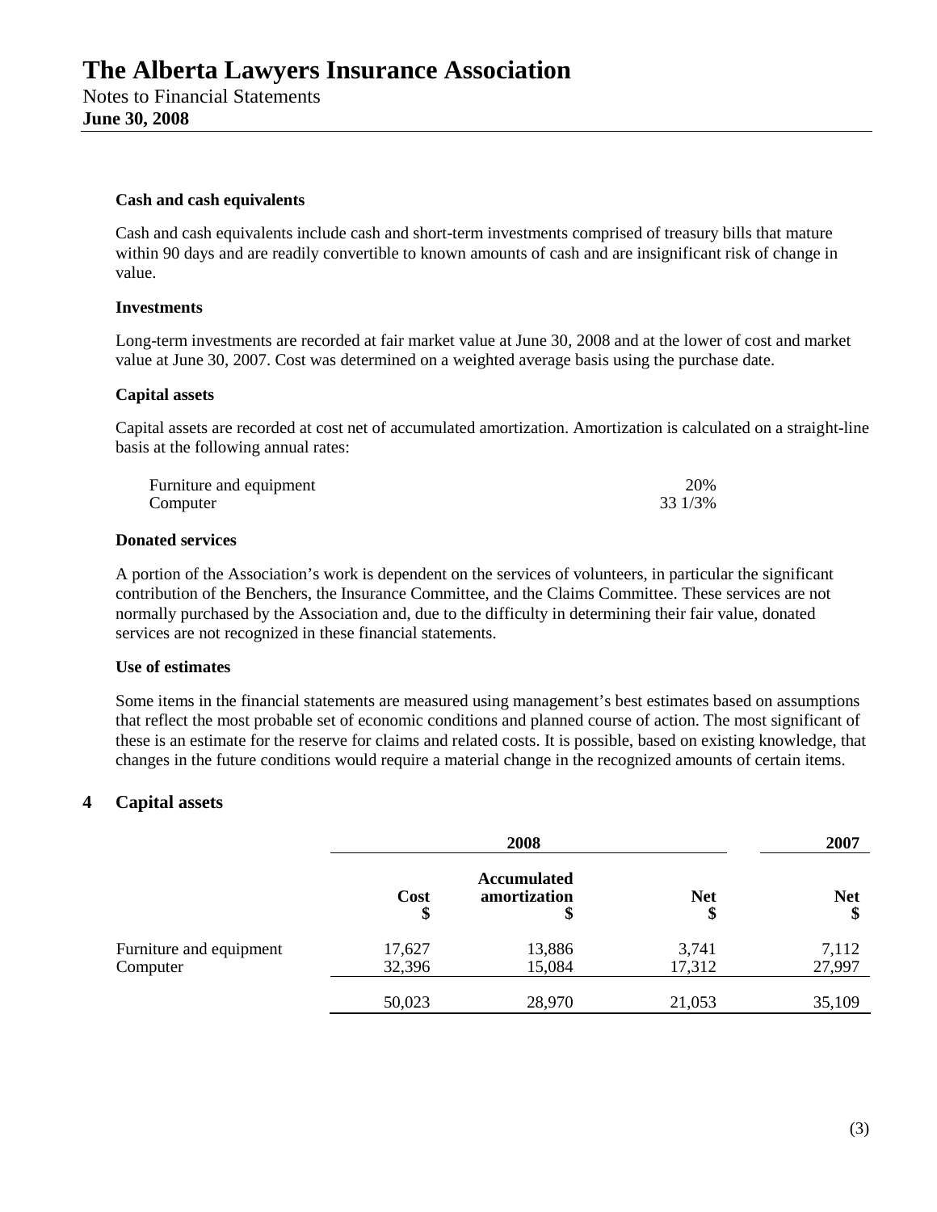**Cash and cash equivalents**

Cash and cash equivalents include cash and short-term investments comprised of treasury bills that mature within 90 days and are readily convertible to known amounts of cash and are insignificant risk of change in value.

**Investments**

Long-term investments are recorded at fair market value at June 30, 2008 and at the lower of cost and market value at June 30, 2007. Cost was determined on a weighted average basis using the purchase date.

**Capital assets**

Capital assets are recorded at cost net of accumulated amortization. Amortization is calculated on a straight-line basis at the following annual rates:

| | |
|---|---|
| Furniture and equipment | 20% |
| Computer | 33 1/3% |

**Donated services**

A portion of the Association's work is dependent on the services of volunteers, in particular the significant contribution of the Benchers, the Insurance Committee, and the Claims Committee. These services are not normally purchased by the Association and, due to the difficulty in determining their fair value, donated services are not recognized in these financial statements.

**Use of estimates**

Some items in the financial statements are measured using management's best estimates based on assumptions that reflect the most probable set of economic conditions and planned course of action. The most significant of these is an estimate for the reserve for claims and related costs. It is possible, based on existing knowledge, that changes in the future conditions would require a material change in the recognized amounts of certain items.

## 4 Capital assets

| | 2008 | | | 2007 |
|---|---|---|---|---|
| | Cost $ | Accumulated amortization $ | Net $ | Net $ |
| Furniture and equipment | 17,627 | 13,886 | 3,741 | 7,112 |
| Computer | 32,396 | 15,084 | 17,312 | 27,997 |
| | 50,023 | 28,970 | 21,053 | 35,109 |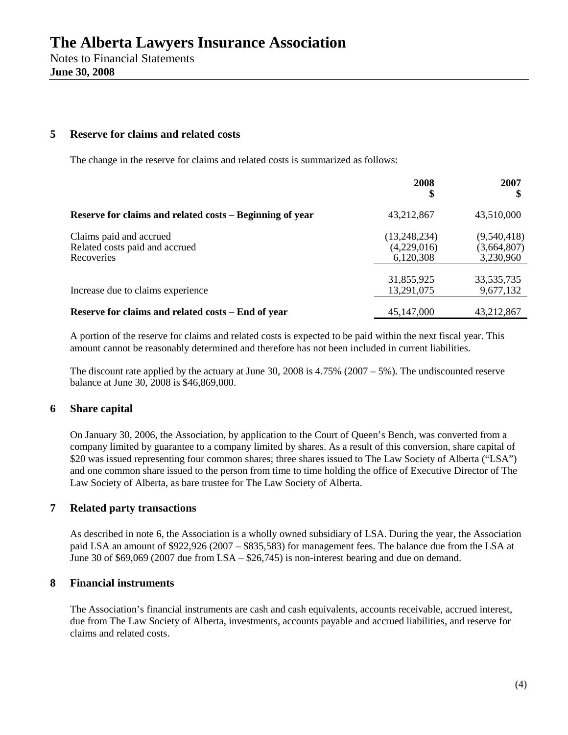# The Alberta Lawyers Insurance Association

Notes to Financial Statements
**June 30, 2008**

## 5 Reserve for claims and related costs

The change in the reserve for claims and related costs is summarized as follows:

| | 2008 $ | 2007 $ |
|---|---|---|
| **Reserve for claims and related costs – Beginning of year** | 43,212,867 | 43,510,000 |
| Claims paid and accrued | (13,248,234) | (9,540,418) |
| Related costs paid and accrued | (4,229,016) | (3,664,807) |
| Recoveries | 6,120,308 | 3,230,960 |
| | 31,855,925 | 33,535,735 |
| Increase due to claims experience | 13,291,075 | 9,677,132 |
| **Reserve for claims and related costs – End of year** | 45,147,000 | 43,212,867 |

A portion of the reserve for claims and related costs is expected to be paid within the next fiscal year. This amount cannot be reasonably determined and therefore has not been included in current liabilities.

The discount rate applied by the actuary at June 30, 2008 is 4.75% (2007 – 5%). The undiscounted reserve balance at June 30, 2008 is $46,869,000.

## 6 Share capital

On January 30, 2006, the Association, by application to the Court of Queen's Bench, was converted from a company limited by guarantee to a company limited by shares. As a result of this conversion, share capital of $20 was issued representing four common shares; three shares issued to The Law Society of Alberta ("LSA") and one common share issued to the person from time to time holding the office of Executive Director of The Law Society of Alberta, as bare trustee for The Law Society of Alberta.

## 7 Related party transactions

As described in note 6, the Association is a wholly owned subsidiary of LSA. During the year, the Association paid LSA an amount of $922,926 (2007 – $835,583) for management fees. The balance due from the LSA at June 30 of $69,069 (2007 due from LSA – $26,745) is non-interest bearing and due on demand.

## 8 Financial instruments

The Association's financial instruments are cash and cash equivalents, accounts receivable, accrued interest, due from The Law Society of Alberta, investments, accounts payable and accrued liabilities, and reserve for claims and related costs.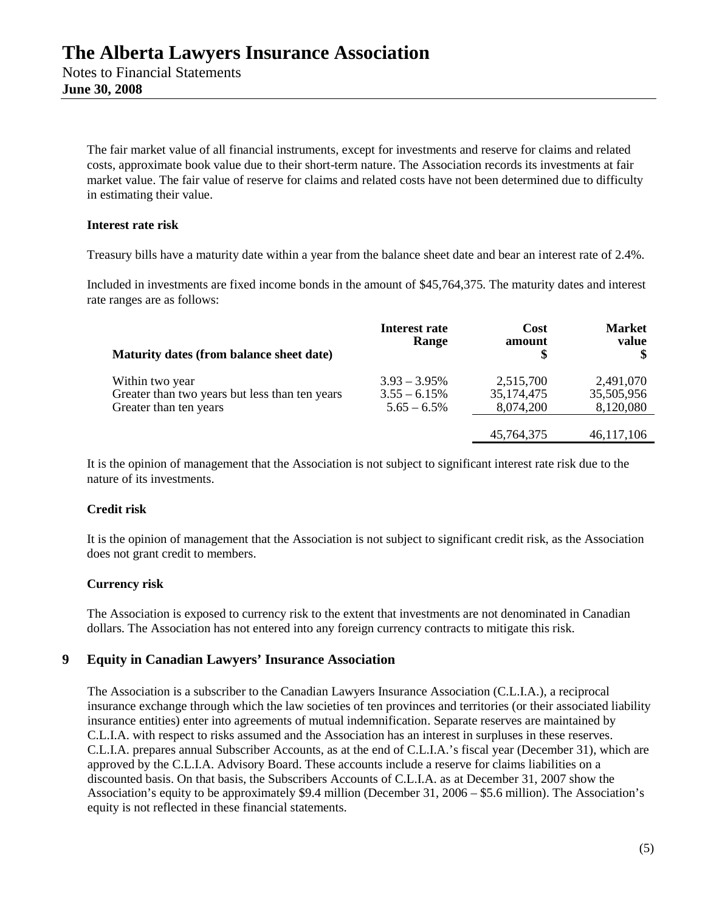The fair market value of all financial instruments, except for investments and reserve for claims and related costs, approximate book value due to their short-term nature. The Association records its investments at fair market value. The fair value of reserve for claims and related costs have not been determined due to difficulty in estimating their value.

**Interest rate risk**

Treasury bills have a maturity date within a year from the balance sheet date and bear an interest rate of 2.4%.

Included in investments are fixed income bonds in the amount of $45,764,375. The maturity dates and interest rate ranges are as follows:

| Maturity dates (from balance sheet date) | Interest rate Range | Cost amount $ | Market value $ |
|---|---|---|---|
| Within two year | 3.93 – 3.95% | 2,515,700 | 2,491,070 |
| Greater than two years but less than ten years | 3.55 – 6.15% | 35,174,475 | 35,505,956 |
| Greater than ten years | 5.65 – 6.5% | 8,074,200 | 8,120,080 |
| | | 45,764,375 | 46,117,106 |

It is the opinion of management that the Association is not subject to significant interest rate risk due to the nature of its investments.

**Credit risk**

It is the opinion of management that the Association is not subject to significant credit risk, as the Association does not grant credit to members.

**Currency risk**

The Association is exposed to currency risk to the extent that investments are not denominated in Canadian dollars. The Association has not entered into any foreign currency contracts to mitigate this risk.

## 9 Equity in Canadian Lawyers' Insurance Association

The Association is a subscriber to the Canadian Lawyers Insurance Association (C.L.I.A.), a reciprocal insurance exchange through which the law societies of ten provinces and territories (or their associated liability insurance entities) enter into agreements of mutual indemnification. Separate reserves are maintained by C.L.I.A. with respect to risks assumed and the Association has an interest in surpluses in these reserves. C.L.I.A. prepares annual Subscriber Accounts, as at the end of C.L.I.A.'s fiscal year (December 31), which are approved by the C.L.I.A. Advisory Board. These accounts include a reserve for claims liabilities on a discounted basis. On that basis, the Subscribers Accounts of C.L.I.A. as at December 31, 2007 show the Association's equity to be approximately $9.4 million (December 31, 2006 – $5.6 million). The Association's equity is not reflected in these financial statements.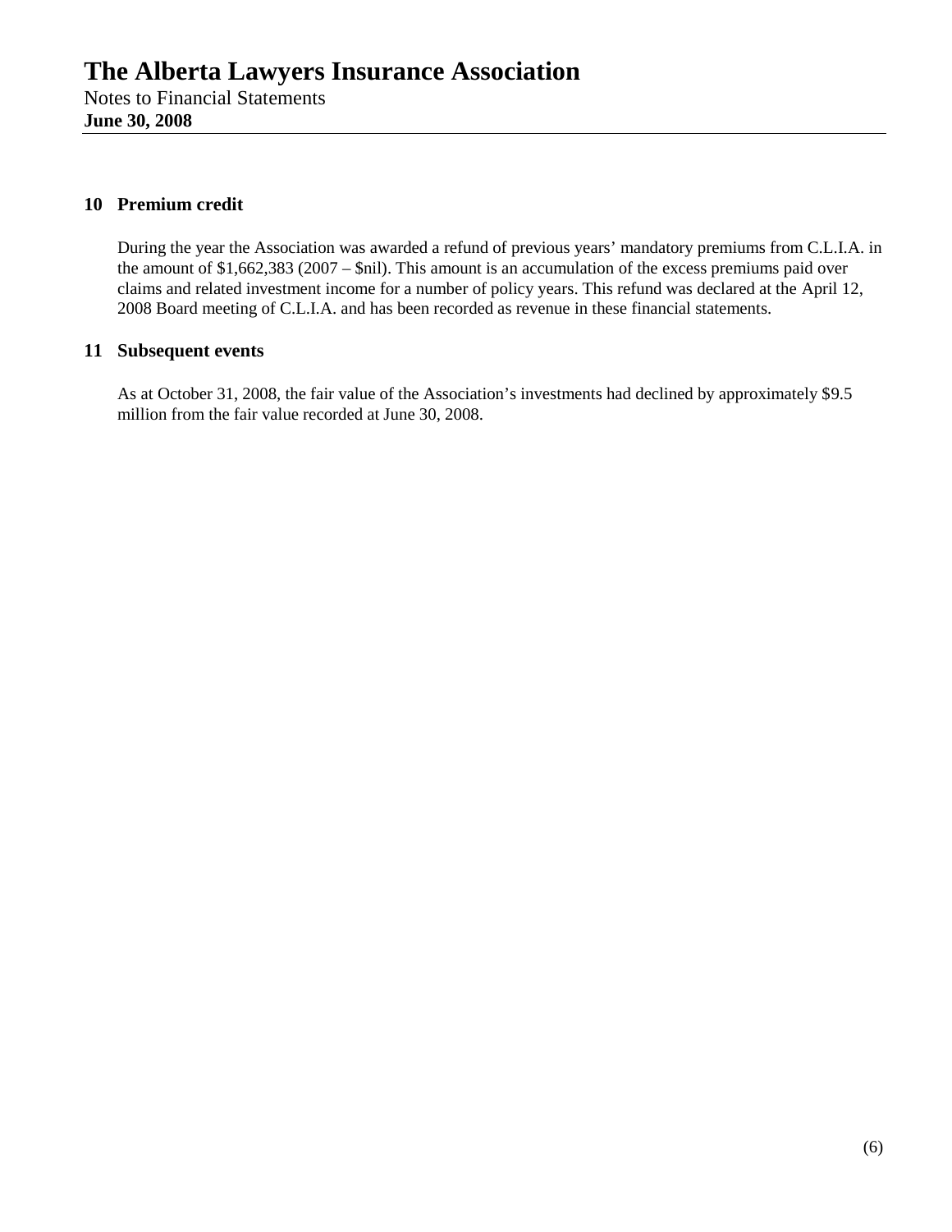## 10 Premium credit

During the year the Association was awarded a refund of previous years' mandatory premiums from C.L.I.A. in the amount of $1,662,383 (2007 – $nil). This amount is an accumulation of the excess premiums paid over claims and related investment income for a number of policy years. This refund was declared at the April 12, 2008 Board meeting of C.L.I.A. and has been recorded as revenue in these financial statements.

## 11 Subsequent events

As at October 31, 2008, the fair value of the Association's investments had declined by approximately $9.5 million from the fair value recorded at June 30, 2008.